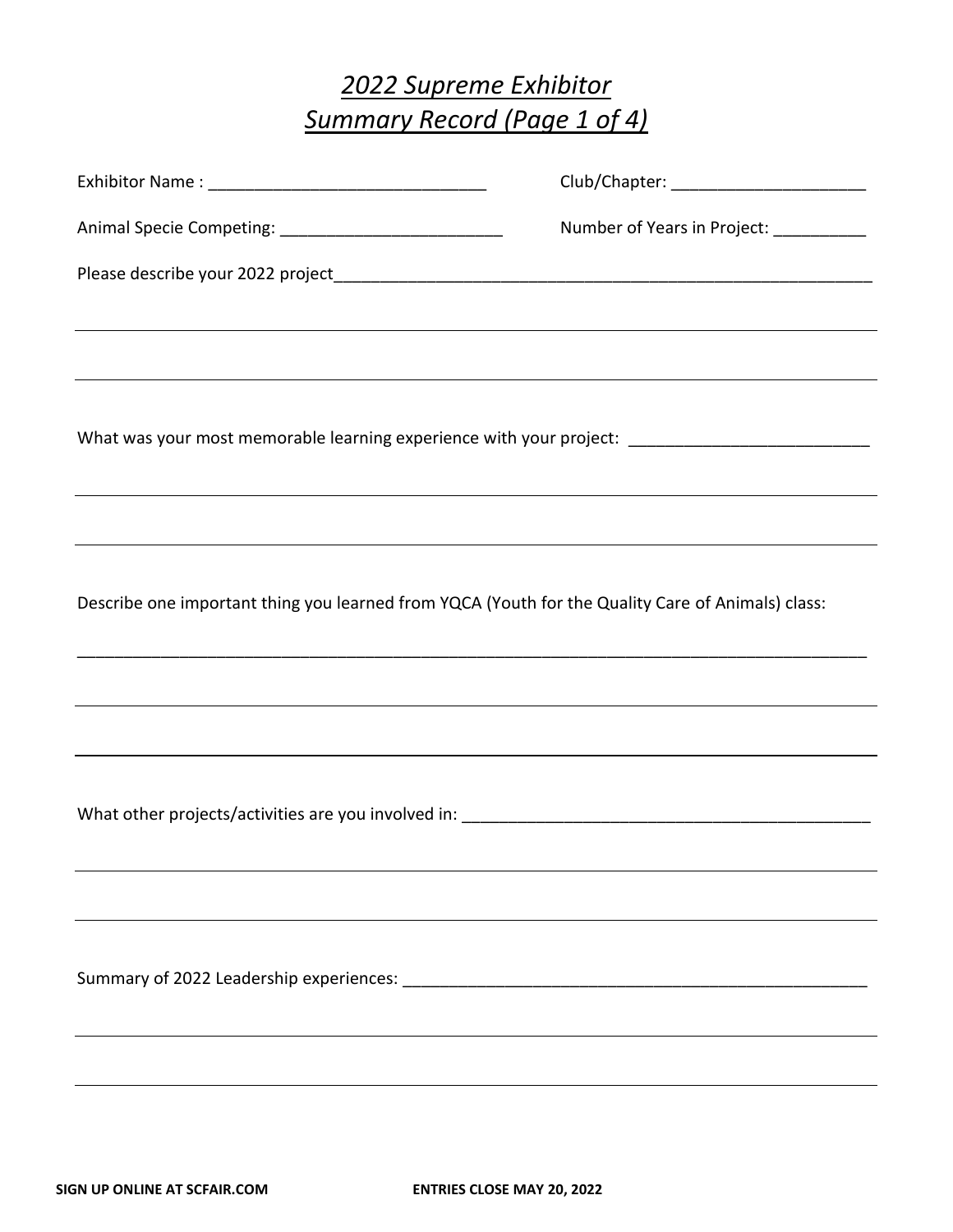# *2022 Supreme Exhibitor*
# *Summary Record (Page 1 of 4)*

Exhibitor Name : ______________________________ Club/Chapter: _____________________

Animal Specie Competing: ________________________ Number of Years in Project: __________

Please describe your 2022 project___________________________________________________________

What was your most memorable learning experience with your project: _________________________

Describe one important thing you learned from YQCA (Youth for the Quality Care of Animals) class:

_____________________________________________________________________________________

What other projects/activities are you involved in: _____________________________________________

Summary of 2022 Leadership experiences: ____________________________________________________

**SIGN UP ONLINE AT SCFAIR.COM** **ENTRIES CLOSE MAY 20, 2022**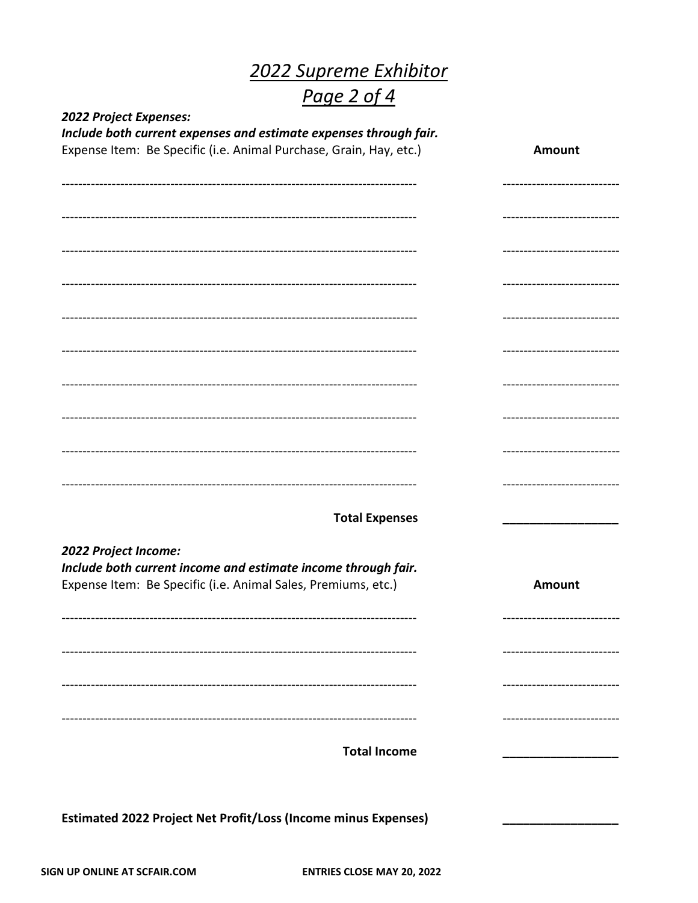# 2022 Supreme Exhibitor

## Page 2 of 4

***2022 Project Expenses:***

***Include both current expenses and estimate expenses through fair.***

| Expense Item: Be Specific (i.e. Animal Purchase, Grain, Hay, etc.) | **Amount** |
|---|---|
| | |
| | |
| | |
| | |
| | |
| | |
| | |
| | |
| | |
| | |
| **Total Expenses** | |

***2022 Project Income:***

***Include both current income and estimate income through fair.***

| Expense Item: Be Specific (i.e. Animal Sales, Premiums, etc.) | **Amount** |
|---|---|
| | |
| | |
| | |
| | |
| **Total Income** | |

**Estimated 2022 Project Net Profit/Loss (Income minus Expenses)** ____________________

**SIGN UP ONLINE AT SCFAIR.COM** **ENTRIES CLOSE MAY 20, 2022**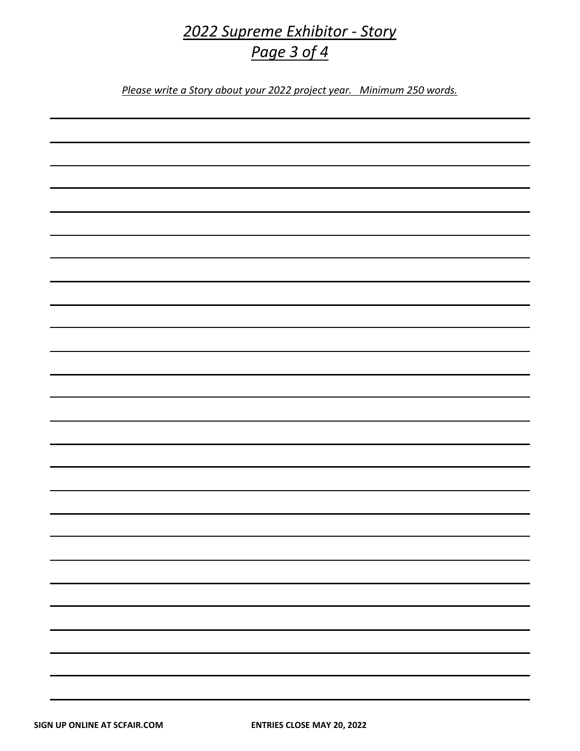# *2022 Supreme Exhibitor - Story*

*Please write a Story about your 2022 project year. Minimum 250 words.*

SIGN UP ONLINE AT SCFAIR.COM

ENTRIES CLOSE MAY 20, 2022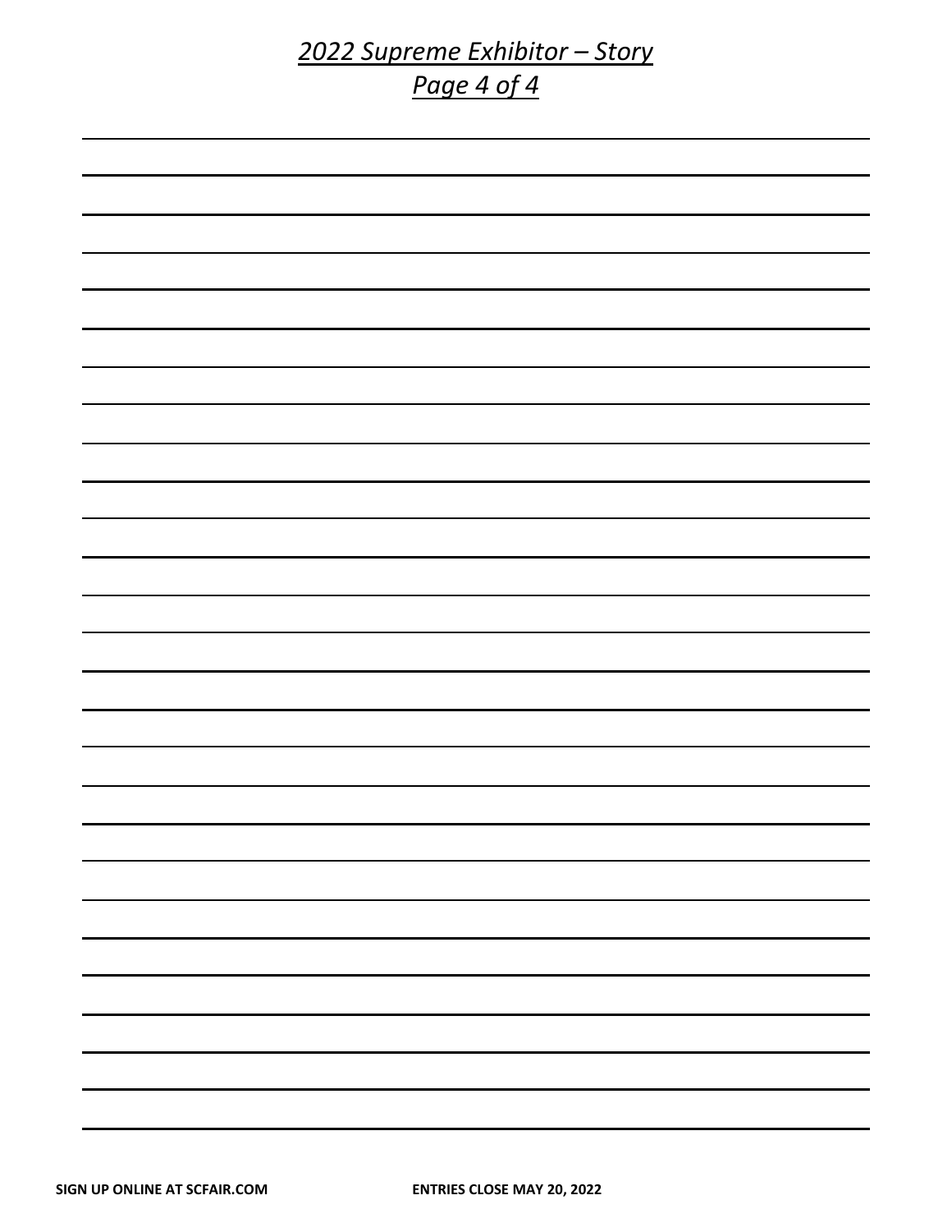# *2022 Supreme Exhibitor – Story*

**SIGN UP ONLINE AT SCFAIR.COM** **ENTRIES CLOSE MAY 20, 2022**